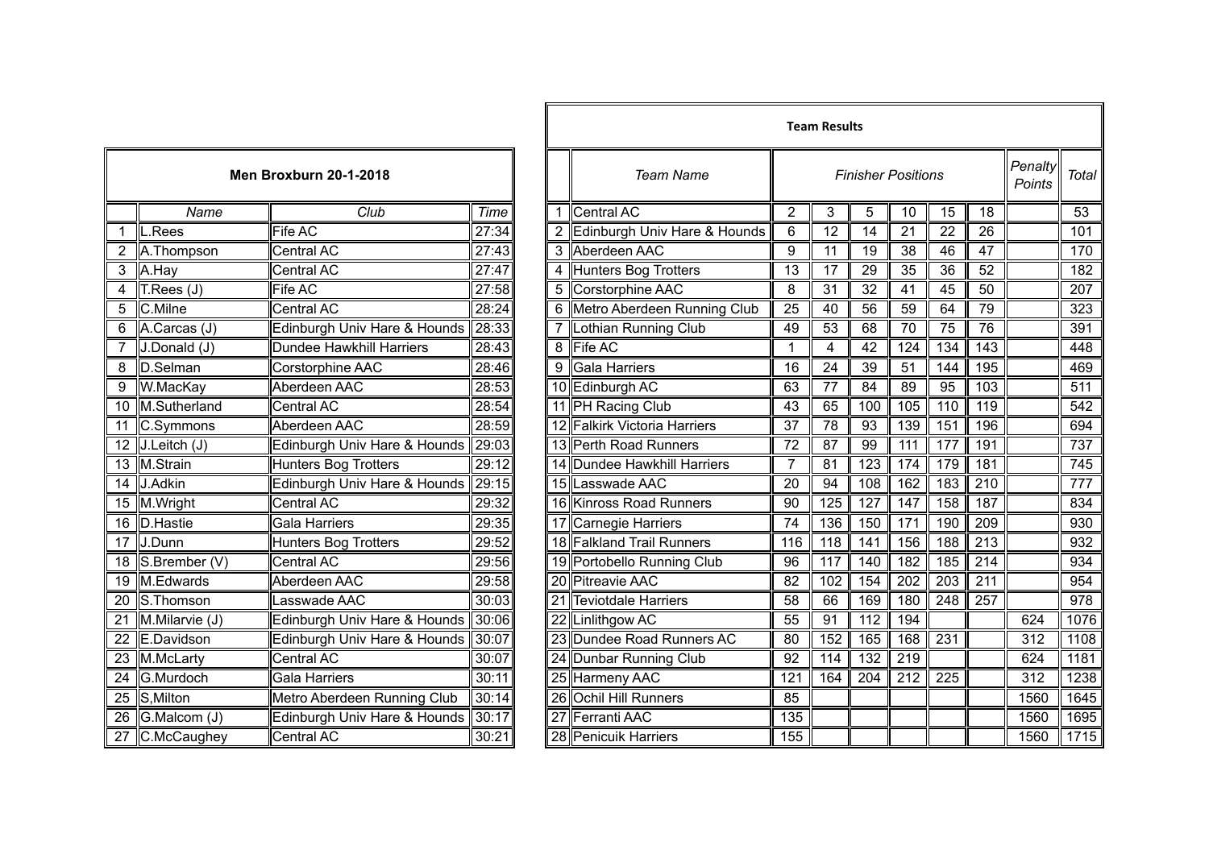## Men Broxburn 20-1-2018

| | Name | Club | Time |
|---|---|---|---|
| 1 | L.Rees | Fife AC | 27:34 |
| 2 | A.Thompson | Central AC | 27:43 |
| 3 | A.Hay | Central AC | 27:47 |
| 4 | T.Rees (J) | Fife AC | 27:58 |
| 5 | C.Milne | Central AC | 28:24 |
| 6 | A.Carcas (J) | Edinburgh Univ Hare & Hounds | 28:33 |
| 7 | J.Donald (J) | Dundee Hawkhill Harriers | 28:43 |
| 8 | D.Selman | Corstorphine AAC | 28:46 |
| 9 | W.MacKay | Aberdeen AAC | 28:53 |
| 10 | M.Sutherland | Central AC | 28:54 |
| 11 | C.Symmons | Aberdeen AAC | 28:59 |
| 12 | J.Leitch (J) | Edinburgh Univ Hare & Hounds | 29:03 |
| 13 | M.Strain | Hunters Bog Trotters | 29:12 |
| 14 | J.Adkin | Edinburgh Univ Hare & Hounds | 29:15 |
| 15 | M.Wright | Central AC | 29:32 |
| 16 | D.Hastie | Gala Harriers | 29:35 |
| 17 | J.Dunn | Hunters Bog Trotters | 29:52 |
| 18 | S.Brember (V) | Central AC | 29:56 |
| 19 | M.Edwards | Aberdeen AAC | 29:58 |
| 20 | S.Thomson | Lasswade AAC | 30:03 |
| 21 | M.Milarvie (J) | Edinburgh Univ Hare & Hounds | 30:06 |
| 22 | E.Davidson | Edinburgh Univ Hare & Hounds | 30:07 |
| 23 | M.McLarty | Central AC | 30:07 |
| 24 | G.Murdoch | Gala Harriers | 30:11 |
| 25 | S,Milton | Metro Aberdeen Running Club | 30:14 |
| 26 | G.Malcom (J) | Edinburgh Univ Hare & Hounds | 30:17 |
| 27 | C.McCaughey | Central AC | 30:21 |

## Team Results

| | Team Name | Finisher Positions | | | | | | Penalty Points | Total |
|---|---|---|---|---|---|---|---|---|---|
| 1 | Central AC | 2 | 3 | 5 | 10 | 15 | 18 | | 53 |
| 2 | Edinburgh Univ Hare & Hounds | 6 | 12 | 14 | 21 | 22 | 26 | | 101 |
| 3 | Aberdeen AAC | 9 | 11 | 19 | 38 | 46 | 47 | | 170 |
| 4 | Hunters Bog Trotters | 13 | 17 | 29 | 35 | 36 | 52 | | 182 |
| 5 | Corstorphine AAC | 8 | 31 | 32 | 41 | 45 | 50 | | 207 |
| 6 | Metro Aberdeen Running Club | 25 | 40 | 56 | 59 | 64 | 79 | | 323 |
| 7 | Lothian Running Club | 49 | 53 | 68 | 70 | 75 | 76 | | 391 |
| 8 | Fife AC | 1 | 4 | 42 | 124 | 134 | 143 | | 448 |
| 9 | Gala Harriers | 16 | 24 | 39 | 51 | 144 | 195 | | 469 |
| 10 | Edinburgh AC | 63 | 77 | 84 | 89 | 95 | 103 | | 511 |
| 11 | PH Racing Club | 43 | 65 | 100 | 105 | 110 | 119 | | 542 |
| 12 | Falkirk Victoria Harriers | 37 | 78 | 93 | 139 | 151 | 196 | | 694 |
| 13 | Perth Road Runners | 72 | 87 | 99 | 111 | 177 | 191 | | 737 |
| 14 | Dundee Hawkhill Harriers | 7 | 81 | 123 | 174 | 179 | 181 | | 745 |
| 15 | Lasswade AAC | 20 | 94 | 108 | 162 | 183 | 210 | | 777 |
| 16 | Kinross Road Runners | 90 | 125 | 127 | 147 | 158 | 187 | | 834 |
| 17 | Carnegie Harriers | 74 | 136 | 150 | 171 | 190 | 209 | | 930 |
| 18 | Falkland Trail Runners | 116 | 118 | 141 | 156 | 188 | 213 | | 932 |
| 19 | Portobello Running Club | 96 | 117 | 140 | 182 | 185 | 214 | | 934 |
| 20 | Pitreavie AAC | 82 | 102 | 154 | 202 | 203 | 211 | | 954 |
| 21 | Teviotdale Harriers | 58 | 66 | 169 | 180 | 248 | 257 | | 978 |
| 22 | Linlithgow AC | 55 | 91 | 112 | 194 | | | 624 | 1076 |
| 23 | Dundee Road Runners AC | 80 | 152 | 165 | 168 | 231 | | 312 | 1108 |
| 24 | Dunbar Running Club | 92 | 114 | 132 | 219 | | | 624 | 1181 |
| 25 | Harmeny AAC | 121 | 164 | 204 | 212 | 225 | | 312 | 1238 |
| 26 | Ochil Hill Runners | 85 | | | | | | 1560 | 1645 |
| 27 | Ferranti AAC | 135 | | | | | | 1560 | 1695 |
| 28 | Penicuik Harriers | 155 | | | | | | 1560 | 1715 |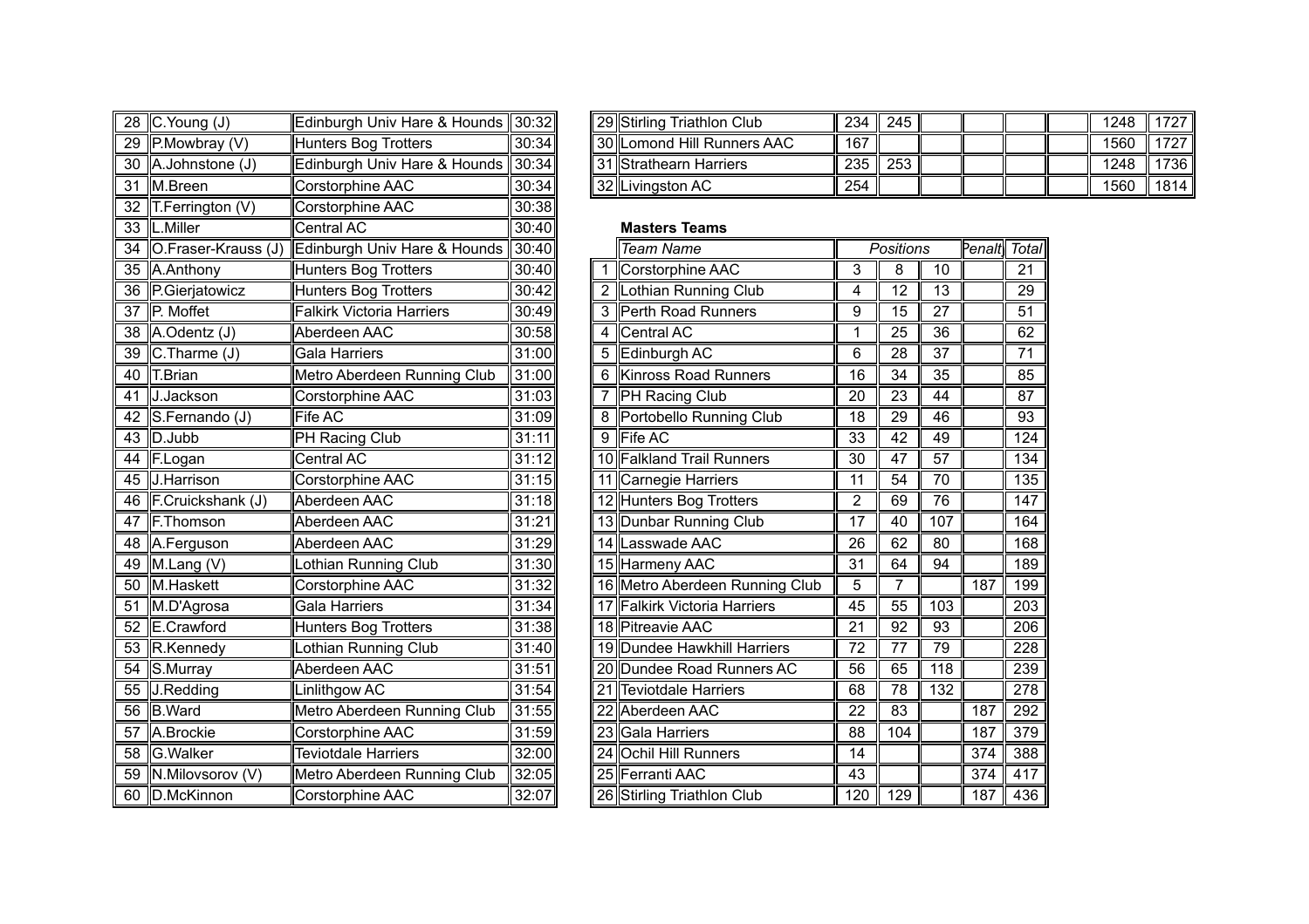| | | | |
|---|---|---|---|
| 28 | C.Young (J) | Edinburgh Univ Hare & Hounds | 30:32 |
| 29 | P.Mowbray (V) | Hunters Bog Trotters | 30:34 |
| 30 | A.Johnstone (J) | Edinburgh Univ Hare & Hounds | 30:34 |
| 31 | M.Breen | Corstorphine AAC | 30:34 |
| 32 | T.Ferrington (V) | Corstorphine AAC | 30:38 |
| 33 | L.Miller | Central AC | 30:40 |
| 34 | O.Fraser-Krauss (J) | Edinburgh Univ Hare & Hounds | 30:40 |
| 35 | A.Anthony | Hunters Bog Trotters | 30:40 |
| 36 | P.Gierjatowicz | Hunters Bog Trotters | 30:42 |
| 37 | P. Moffet | Falkirk Victoria Harriers | 30:49 |
| 38 | A.Odentz (J) | Aberdeen AAC | 30:58 |
| 39 | C.Tharme (J) | Gala Harriers | 31:00 |
| 40 | T.Brian | Metro Aberdeen Running Club | 31:00 |
| 41 | J.Jackson | Corstorphine AAC | 31:03 |
| 42 | S.Fernando (J) | Fife AC | 31:09 |
| 43 | D.Jubb | PH Racing Club | 31:11 |
| 44 | F.Logan | Central AC | 31:12 |
| 45 | J.Harrison | Corstorphine AAC | 31:15 |
| 46 | F.Cruickshank (J) | Aberdeen AAC | 31:18 |
| 47 | F.Thomson | Aberdeen AAC | 31:21 |
| 48 | A.Ferguson | Aberdeen AAC | 31:29 |
| 49 | M.Lang (V) | Lothian Running Club | 31:30 |
| 50 | M.Haskett | Corstorphine AAC | 31:32 |
| 51 | M.D'Agrosa | Gala Harriers | 31:34 |
| 52 | E.Crawford | Hunters Bog Trotters | 31:38 |
| 53 | R.Kennedy | Lothian Running Club | 31:40 |
| 54 | S.Murray | Aberdeen AAC | 31:51 |
| 55 | J.Redding | Linlithgow AC | 31:54 |
| 56 | B.Ward | Metro Aberdeen Running Club | 31:55 |
| 57 | A.Brockie | Corstorphine AAC | 31:59 |
| 58 | G.Walker | Teviotdale Harriers | 32:00 |
| 59 | N.Milovsorov (V) | Metro Aberdeen Running Club | 32:05 |
| 60 | D.McKinnon | Corstorphine AAC | 32:07 |

| | | | | | | | | | |
|---|---|---|---|---|---|---|---|---|---|
| 29 | Stirling Triathlon Club | 234 | 245 | | | | | 1248 | 1727 |
| 30 | Lomond Hill Runners AAC | 167 | | | | | | 1560 | 1727 |
| 31 | Strathearn Harriers | 235 | 253 | | | | | 1248 | 1736 |
| 32 | Livingston AC | 254 | | | | | | 1560 | 1814 |

**Masters Teams**

| | Team Name | Positions | | | Penalty | Total |
|---|---|---|---|---|---|---|
| 1 | Corstorphine AAC | 3 | 8 | 10 | | 21 |
| 2 | Lothian Running Club | 4 | 12 | 13 | | 29 |
| 3 | Perth Road Runners | 9 | 15 | 27 | | 51 |
| 4 | Central AC | 1 | 25 | 36 | | 62 |
| 5 | Edinburgh AC | 6 | 28 | 37 | | 71 |
| 6 | Kinross Road Runners | 16 | 34 | 35 | | 85 |
| 7 | PH Racing Club | 20 | 23 | 44 | | 87 |
| 8 | Portobello Running Club | 18 | 29 | 46 | | 93 |
| 9 | Fife AC | 33 | 42 | 49 | | 124 |
| 10 | Falkland Trail Runners | 30 | 47 | 57 | | 134 |
| 11 | Carnegie Harriers | 11 | 54 | 70 | | 135 |
| 12 | Hunters Bog Trotters | 2 | 69 | 76 | | 147 |
| 13 | Dunbar Running Club | 17 | 40 | 107 | | 164 |
| 14 | Lasswade AAC | 26 | 62 | 80 | | 168 |
| 15 | Harmeny AAC | 31 | 64 | 94 | | 189 |
| 16 | Metro Aberdeen Running Club | 5 | 7 | | 187 | 199 |
| 17 | Falkirk Victoria Harriers | 45 | 55 | 103 | | 203 |
| 18 | Pitreavie AAC | 21 | 92 | 93 | | 206 |
| 19 | Dundee Hawkhill Harriers | 72 | 77 | 79 | | 228 |
| 20 | Dundee Road Runners AC | 56 | 65 | 118 | | 239 |
| 21 | Teviotdale Harriers | 68 | 78 | 132 | | 278 |
| 22 | Aberdeen AAC | 22 | 83 | | 187 | 292 |
| 23 | Gala Harriers | 88 | 104 | | 187 | 379 |
| 24 | Ochil Hill Runners | 14 | | | 374 | 388 |
| 25 | Ferranti AAC | 43 | | | 374 | 417 |
| 26 | Stirling Triathlon Club | 120 | 129 | | 187 | 436 |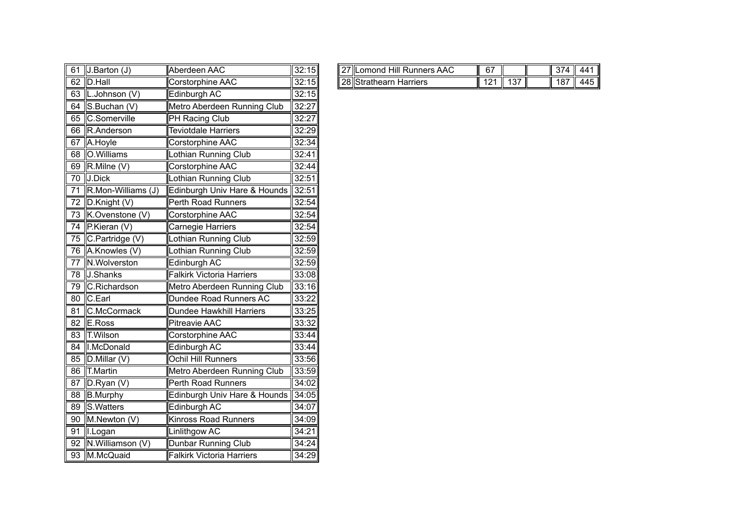| 61 | J.Barton (J) | Aberdeen AAC | 32:15 |
|---|---|---|---|
| 62 | D.Hall | Corstorphine AAC | 32:15 |
| 63 | L.Johnson (V) | Edinburgh AC | 32:15 |
| 64 | S.Buchan (V) | Metro Aberdeen Running Club | 32:27 |
| 65 | C.Somerville | PH Racing Club | 32:27 |
| 66 | R.Anderson | Teviotdale Harriers | 32:29 |
| 67 | A.Hoyle | Corstorphine AAC | 32:34 |
| 68 | O.Williams | Lothian Running Club | 32:41 |
| 69 | R.Milne (V) | Corstorphine AAC | 32:44 |
| 70 | J.Dick | Lothian Running Club | 32:51 |
| 71 | R.Mon-Williams (J) | Edinburgh Univ Hare & Hounds | 32:51 |
| 72 | D.Knight (V) | Perth Road Runners | 32:54 |
| 73 | K.Ovenstone (V) | Corstorphine AAC | 32:54 |
| 74 | P.Kieran (V) | Carnegie Harriers | 32:54 |
| 75 | C.Partridge (V) | Lothian Running Club | 32:59 |
| 76 | A.Knowles (V) | Lothian Running Club | 32:59 |
| 77 | N.Wolverston | Edinburgh AC | 32:59 |
| 78 | J.Shanks | Falkirk Victoria Harriers | 33:08 |
| 79 | C.Richardson | Metro Aberdeen Running Club | 33:16 |
| 80 | C.Earl | Dundee Road Runners AC | 33:22 |
| 81 | C.McCormack | Dundee Hawkhill Harriers | 33:25 |
| 82 | E.Ross | Pitreavie AAC | 33:32 |
| 83 | T.Wilson | Corstorphine AAC | 33:44 |
| 84 | I.McDonald | Edinburgh AC | 33:44 |
| 85 | D.Millar (V) | Ochil Hill Runners | 33:56 |
| 86 | T.Martin | Metro Aberdeen Running Club | 33:59 |
| 87 | D.Ryan (V) | Perth Road Runners | 34:02 |
| 88 | B.Murphy | Edinburgh Univ Hare & Hounds | 34:05 |
| 89 | S.Watters | Edinburgh AC | 34:07 |
| 90 | M.Newton (V) | Kinross Road Runners | 34:09 |
| 91 | I.Logan | Linlithgow AC | 34:21 |
| 92 | N.Williamson (V) | Dunbar Running Club | 34:24 |
| 93 | M.McQuaid | Falkirk Victoria Harriers | 34:29 |

| 27 | Lomond Hill Runners AAC | 67 | | | 374 | 441 |
|---|---|---|---|---|---|---|
| 28 | Strathearn Harriers | 121 | 137 | | 187 | 445 |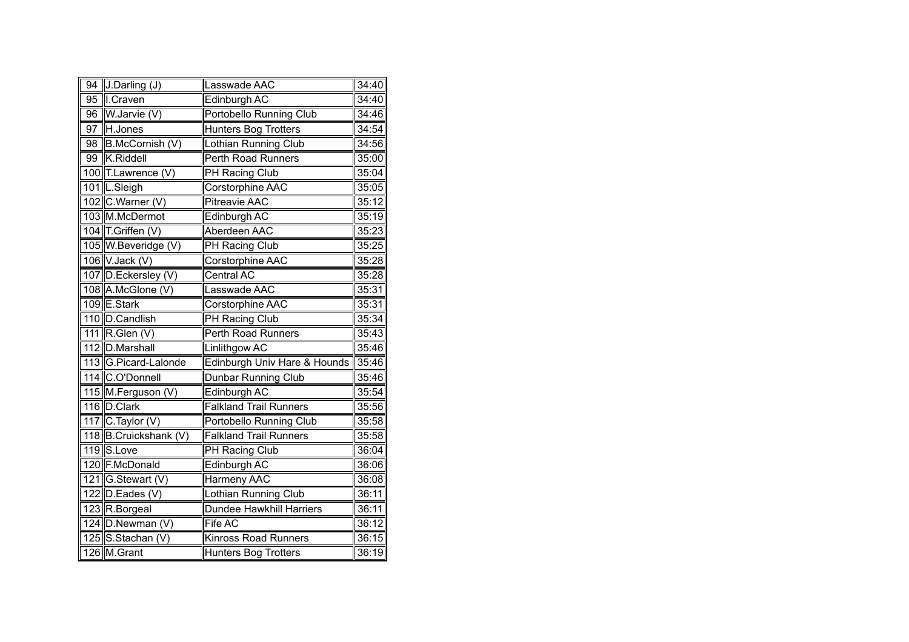| 94 | J.Darling (J) | Lasswade AAC | 34:40 |
|---|---|---|---|
| 95 | I.Craven | Edinburgh AC | 34:40 |
| 96 | W.Jarvie (V) | Portobello Running Club | 34:46 |
| 97 | H.Jones | Hunters Bog Trotters | 34:54 |
| 98 | B.McCornish (V) | Lothian Running Club | 34:56 |
| 99 | K.Riddell | Perth Road Runners | 35:00 |
| 100 | T.Lawrence (V) | PH Racing Club | 35:04 |
| 101 | L.Sleigh | Corstorphine AAC | 35:05 |
| 102 | C.Warner (V) | Pitreavie AAC | 35:12 |
| 103 | M.McDermot | Edinburgh AC | 35:19 |
| 104 | T.Griffen (V) | Aberdeen AAC | 35:23 |
| 105 | W.Beveridge (V) | PH Racing Club | 35:25 |
| 106 | V.Jack (V) | Corstorphine AAC | 35:28 |
| 107 | D.Eckersley (V) | Central AC | 35:28 |
| 108 | A.McGlone (V) | Lasswade AAC | 35:31 |
| 109 | E.Stark | Corstorphine AAC | 35:31 |
| 110 | D.Candlish | PH Racing Club | 35:34 |
| 111 | R.Glen (V) | Perth Road Runners | 35:43 |
| 112 | D.Marshall | Linlithgow AC | 35:46 |
| 113 | G.Picard-Lalonde | Edinburgh Univ Hare & Hounds | 35:46 |
| 114 | C.O'Donnell | Dunbar Running Club | 35:46 |
| 115 | M.Ferguson (V) | Edinburgh AC | 35:54 |
| 116 | D.Clark | Falkland Trail Runners | 35:56 |
| 117 | C.Taylor (V) | Portobello Running Club | 35:58 |
| 118 | B.Cruickshank (V) | Falkland Trail Runners | 35:58 |
| 119 | S.Love | PH Racing Club | 36:04 |
| 120 | F.McDonald | Edinburgh AC | 36:06 |
| 121 | G.Stewart (V) | Harmeny AAC | 36:08 |
| 122 | D.Eades (V) | Lothian Running Club | 36:11 |
| 123 | R.Borgeal | Dundee Hawkhill Harriers | 36:11 |
| 124 | D.Newman (V) | Fife AC | 36:12 |
| 125 | S.Stachan (V) | Kinross Road Runners | 36:15 |
| 126 | M.Grant | Hunters Bog Trotters | 36:19 |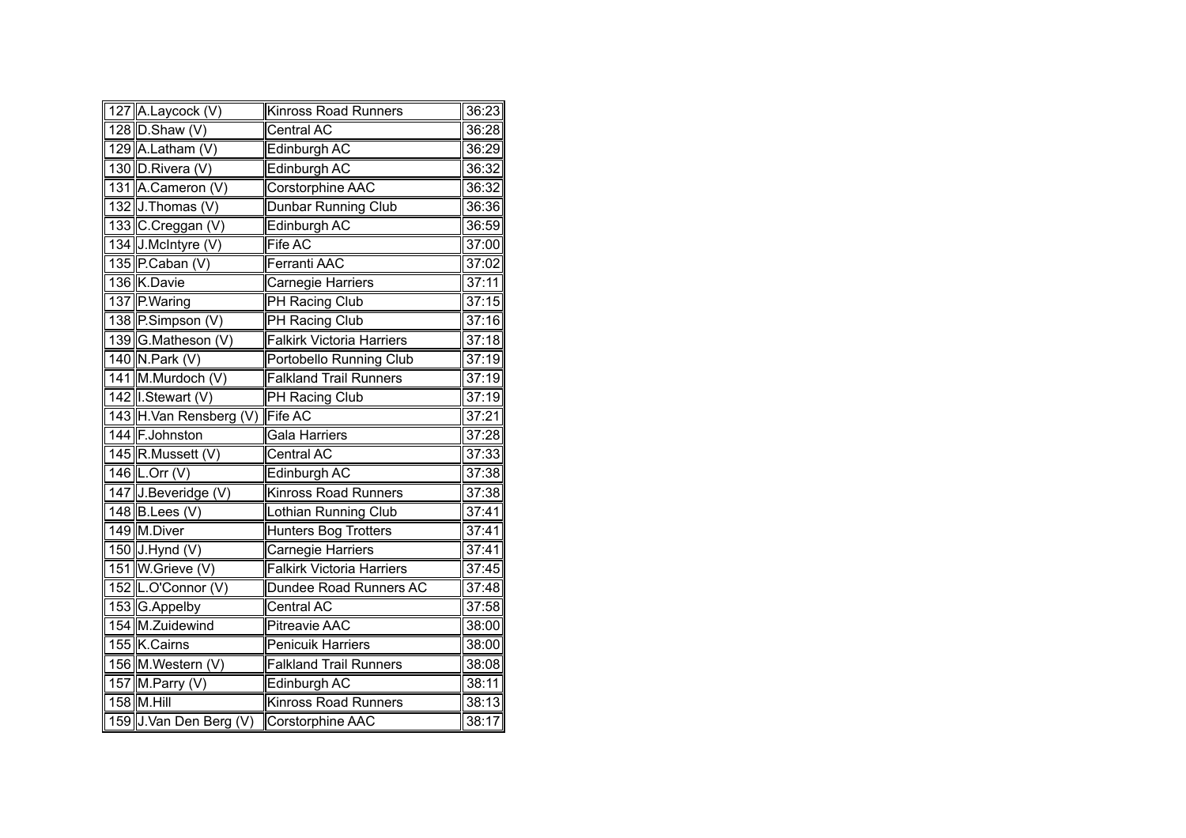| 127 | A.Laycock (V) | Kinross Road Runners | 36:23 |
|---|---|---|---|
| 128 | D.Shaw (V) | Central AC | 36:28 |
| 129 | A.Latham (V) | Edinburgh AC | 36:29 |
| 130 | D.Rivera (V) | Edinburgh AC | 36:32 |
| 131 | A.Cameron (V) | Corstorphine AAC | 36:32 |
| 132 | J.Thomas (V) | Dunbar Running Club | 36:36 |
| 133 | C.Creggan (V) | Edinburgh AC | 36:59 |
| 134 | J.McIntyre (V) | Fife AC | 37:00 |
| 135 | P.Caban (V) | Ferranti AAC | 37:02 |
| 136 | K.Davie | Carnegie Harriers | 37:11 |
| 137 | P.Waring | PH Racing Club | 37:15 |
| 138 | P.Simpson (V) | PH Racing Club | 37:16 |
| 139 | G.Matheson (V) | Falkirk Victoria Harriers | 37:18 |
| 140 | N.Park (V) | Portobello Running Club | 37:19 |
| 141 | M.Murdoch (V) | Falkland Trail Runners | 37:19 |
| 142 | I.Stewart (V) | PH Racing Club | 37:19 |
| 143 | H.Van Rensberg (V) | Fife AC | 37:21 |
| 144 | F.Johnston | Gala Harriers | 37:28 |
| 145 | R.Mussett (V) | Central AC | 37:33 |
| 146 | L.Orr (V) | Edinburgh AC | 37:38 |
| 147 | J.Beveridge (V) | Kinross Road Runners | 37:38 |
| 148 | B.Lees (V) | Lothian Running Club | 37:41 |
| 149 | M.Diver | Hunters Bog Trotters | 37:41 |
| 150 | J.Hynd (V) | Carnegie Harriers | 37:41 |
| 151 | W.Grieve (V) | Falkirk Victoria Harriers | 37:45 |
| 152 | L.O'Connor (V) | Dundee Road Runners AC | 37:48 |
| 153 | G.Appelby | Central AC | 37:58 |
| 154 | M.Zuidewind | Pitreavie AAC | 38:00 |
| 155 | K.Cairns | Penicuik Harriers | 38:00 |
| 156 | M.Western (V) | Falkland Trail Runners | 38:08 |
| 157 | M.Parry (V) | Edinburgh AC | 38:11 |
| 158 | M.Hill | Kinross Road Runners | 38:13 |
| 159 | J.Van Den Berg (V) | Corstorphine AAC | 38:17 |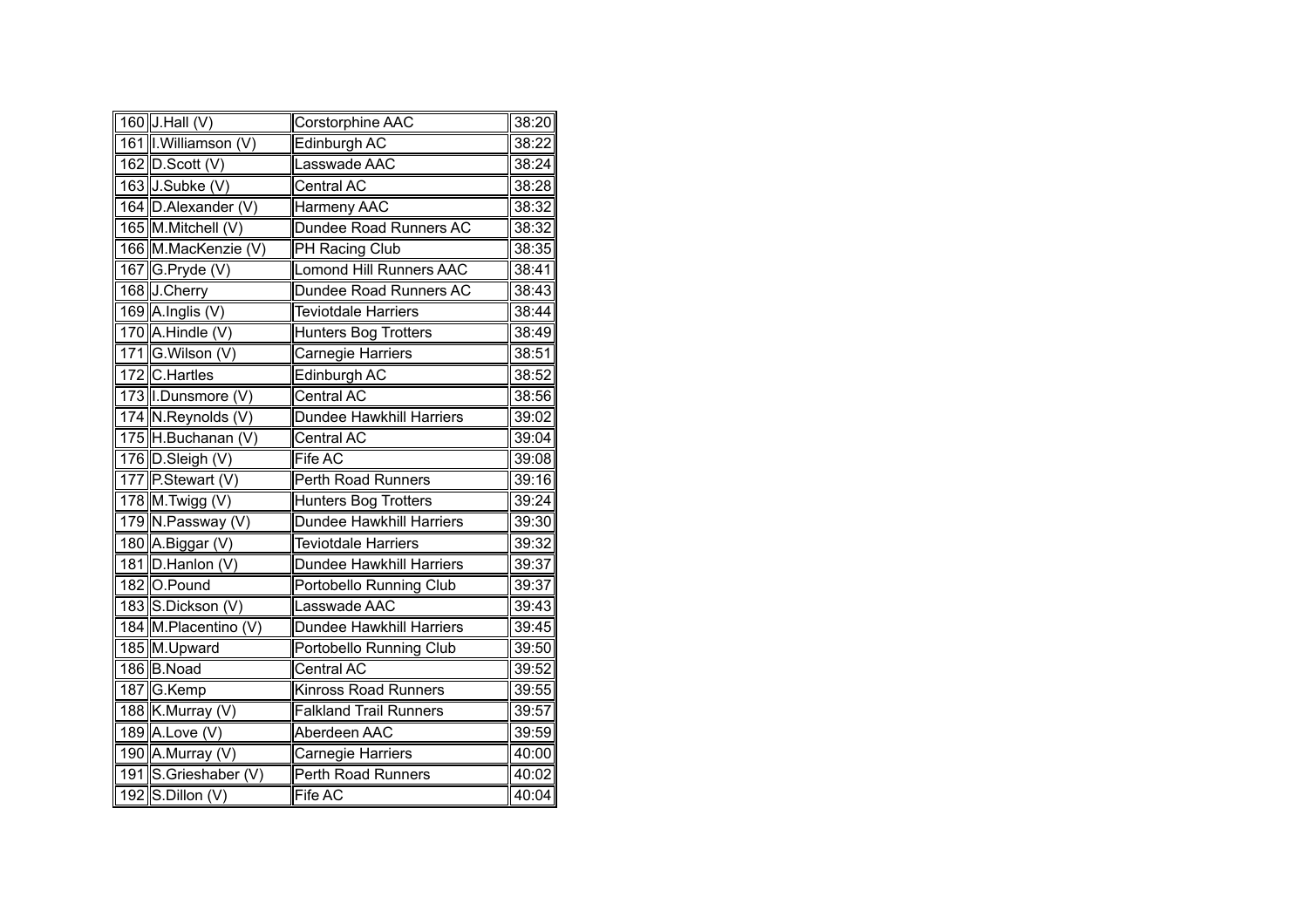| | | | |
|---|---|---|---|
| 160 | J.Hall (V) | Corstorphine AAC | 38:20 |
| 161 | I.Williamson (V) | Edinburgh AC | 38:22 |
| 162 | D.Scott (V) | Lasswade AAC | 38:24 |
| 163 | J.Subke (V) | Central AC | 38:28 |
| 164 | D.Alexander (V) | Harmeny AAC | 38:32 |
| 165 | M.Mitchell (V) | Dundee Road Runners AC | 38:32 |
| 166 | M.MacKenzie (V) | PH Racing Club | 38:35 |
| 167 | G.Pryde (V) | Lomond Hill Runners AAC | 38:41 |
| 168 | J.Cherry | Dundee Road Runners AC | 38:43 |
| 169 | A.Inglis (V) | Teviotdale Harriers | 38:44 |
| 170 | A.Hindle (V) | Hunters Bog Trotters | 38:49 |
| 171 | G.Wilson (V) | Carnegie Harriers | 38:51 |
| 172 | C.Hartles | Edinburgh AC | 38:52 |
| 173 | I.Dunsmore (V) | Central AC | 38:56 |
| 174 | N.Reynolds (V) | Dundee Hawkhill Harriers | 39:02 |
| 175 | H.Buchanan (V) | Central AC | 39:04 |
| 176 | D.Sleigh (V) | Fife AC | 39:08 |
| 177 | P.Stewart (V) | Perth Road Runners | 39:16 |
| 178 | M.Twigg (V) | Hunters Bog Trotters | 39:24 |
| 179 | N.Passway (V) | Dundee Hawkhill Harriers | 39:30 |
| 180 | A.Biggar (V) | Teviotdale Harriers | 39:32 |
| 181 | D.Hanlon (V) | Dundee Hawkhill Harriers | 39:37 |
| 182 | O.Pound | Portobello Running Club | 39:37 |
| 183 | S.Dickson (V) | Lasswade AAC | 39:43 |
| 184 | M.Placentino (V) | Dundee Hawkhill Harriers | 39:45 |
| 185 | M.Upward | Portobello Running Club | 39:50 |
| 186 | B.Noad | Central AC | 39:52 |
| 187 | G.Kemp | Kinross Road Runners | 39:55 |
| 188 | K.Murray (V) | Falkland Trail Runners | 39:57 |
| 189 | A.Love (V) | Aberdeen AAC | 39:59 |
| 190 | A.Murray (V) | Carnegie Harriers | 40:00 |
| 191 | S.Grieshaber (V) | Perth Road Runners | 40:02 |
| 192 | S.Dillon (V) | Fife AC | 40:04 |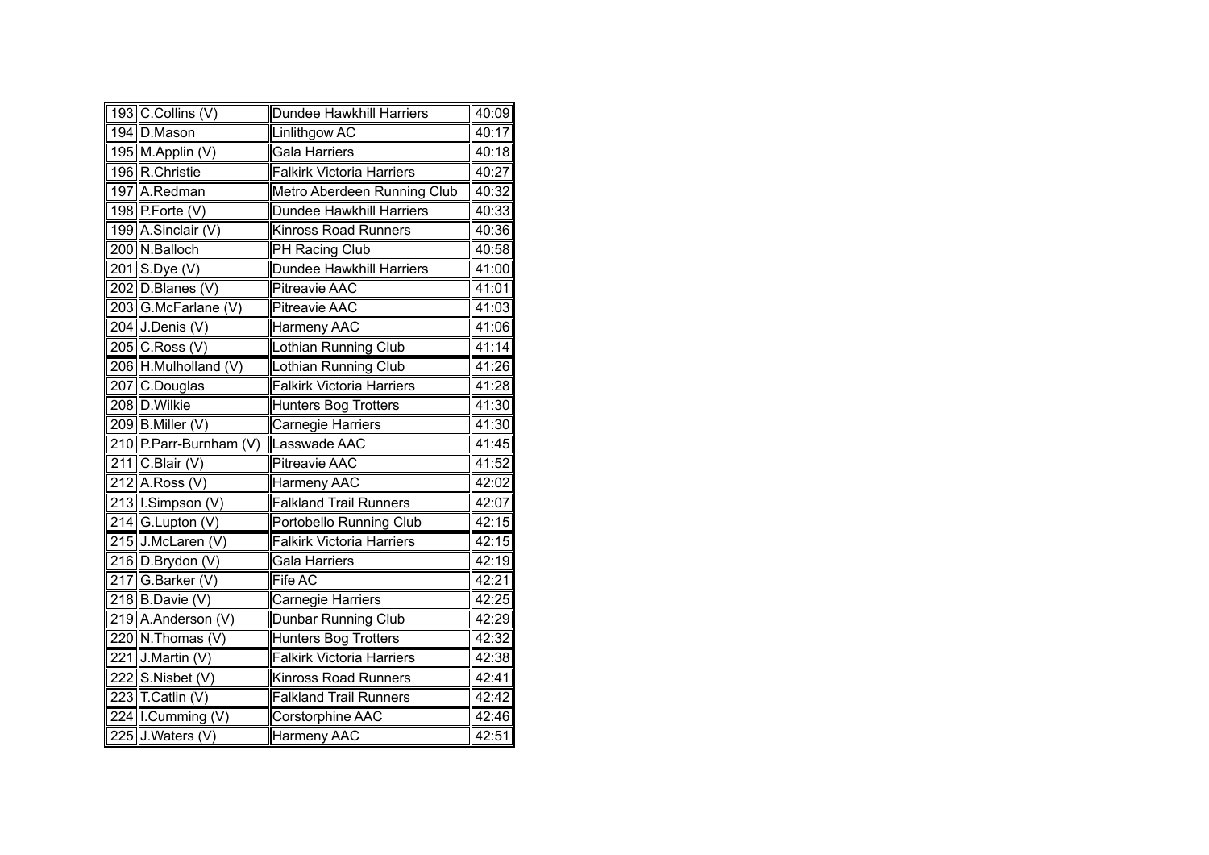| | | | |
|---|---|---|---|
| 193 | C.Collins (V) | Dundee Hawkhill Harriers | 40:09 |
| 194 | D.Mason | Linlithgow AC | 40:17 |
| 195 | M.Applin (V) | Gala Harriers | 40:18 |
| 196 | R.Christie | Falkirk Victoria Harriers | 40:27 |
| 197 | A.Redman | Metro Aberdeen Running Club | 40:32 |
| 198 | P.Forte (V) | Dundee Hawkhill Harriers | 40:33 |
| 199 | A.Sinclair (V) | Kinross Road Runners | 40:36 |
| 200 | N.Balloch | PH Racing Club | 40:58 |
| 201 | S.Dye (V) | Dundee Hawkhill Harriers | 41:00 |
| 202 | D.Blanes (V) | Pitreavie AAC | 41:01 |
| 203 | G.McFarlane (V) | Pitreavie AAC | 41:03 |
| 204 | J.Denis (V) | Harmeny AAC | 41:06 |
| 205 | C.Ross (V) | Lothian Running Club | 41:14 |
| 206 | H.Mulholland (V) | Lothian Running Club | 41:26 |
| 207 | C.Douglas | Falkirk Victoria Harriers | 41:28 |
| 208 | D.Wilkie | Hunters Bog Trotters | 41:30 |
| 209 | B.Miller (V) | Carnegie Harriers | 41:30 |
| 210 | P.Parr-Burnham (V) | Lasswade AAC | 41:45 |
| 211 | C.Blair (V) | Pitreavie AAC | 41:52 |
| 212 | A.Ross (V) | Harmeny AAC | 42:02 |
| 213 | I.Simpson (V) | Falkland Trail Runners | 42:07 |
| 214 | G.Lupton (V) | Portobello Running Club | 42:15 |
| 215 | J.McLaren (V) | Falkirk Victoria Harriers | 42:15 |
| 216 | D.Brydon (V) | Gala Harriers | 42:19 |
| 217 | G.Barker (V) | Fife AC | 42:21 |
| 218 | B.Davie (V) | Carnegie Harriers | 42:25 |
| 219 | A.Anderson (V) | Dunbar Running Club | 42:29 |
| 220 | N.Thomas (V) | Hunters Bog Trotters | 42:32 |
| 221 | J.Martin (V) | Falkirk Victoria Harriers | 42:38 |
| 222 | S.Nisbet (V) | Kinross Road Runners | 42:41 |
| 223 | T.Catlin (V) | Falkland Trail Runners | 42:42 |
| 224 | I.Cumming (V) | Corstorphine AAC | 42:46 |
| 225 | J.Waters (V) | Harmeny AAC | 42:51 |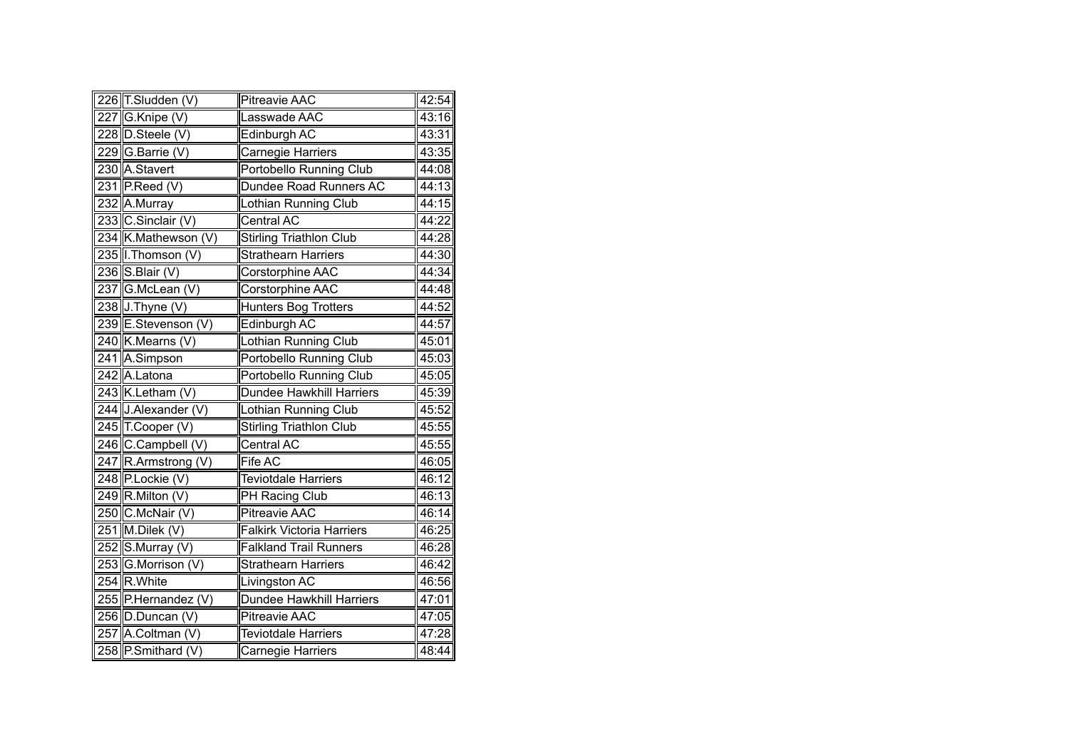| 226 | T.Sludden (V) | Pitreavie AAC | 42:54 |
|---|---|---|---|
| 227 | G.Knipe (V) | Lasswade AAC | 43:16 |
| 228 | D.Steele (V) | Edinburgh AC | 43:31 |
| 229 | G.Barrie (V) | Carnegie Harriers | 43:35 |
| 230 | A.Stavert | Portobello Running Club | 44:08 |
| 231 | P.Reed (V) | Dundee Road Runners AC | 44:13 |
| 232 | A.Murray | Lothian Running Club | 44:15 |
| 233 | C.Sinclair (V) | Central AC | 44:22 |
| 234 | K.Mathewson (V) | Stirling Triathlon Club | 44:28 |
| 235 | I.Thomson (V) | Strathearn Harriers | 44:30 |
| 236 | S.Blair (V) | Corstorphine AAC | 44:34 |
| 237 | G.McLean (V) | Corstorphine AAC | 44:48 |
| 238 | J.Thyne (V) | Hunters Bog Trotters | 44:52 |
| 239 | E.Stevenson (V) | Edinburgh AC | 44:57 |
| 240 | K.Mearns (V) | Lothian Running Club | 45:01 |
| 241 | A.Simpson | Portobello Running Club | 45:03 |
| 242 | A.Latona | Portobello Running Club | 45:05 |
| 243 | K.Letham (V) | Dundee Hawkhill Harriers | 45:39 |
| 244 | J.Alexander (V) | Lothian Running Club | 45:52 |
| 245 | T.Cooper (V) | Stirling Triathlon Club | 45:55 |
| 246 | C.Campbell (V) | Central AC | 45:55 |
| 247 | R.Armstrong (V) | Fife AC | 46:05 |
| 248 | P.Lockie (V) | Teviotdale Harriers | 46:12 |
| 249 | R.Milton (V) | PH Racing Club | 46:13 |
| 250 | C.McNair (V) | Pitreavie AAC | 46:14 |
| 251 | M.Dilek (V) | Falkirk Victoria Harriers | 46:25 |
| 252 | S.Murray (V) | Falkland Trail Runners | 46:28 |
| 253 | G.Morrison (V) | Strathearn Harriers | 46:42 |
| 254 | R.White | Livingston AC | 46:56 |
| 255 | P.Hernandez (V) | Dundee Hawkhill Harriers | 47:01 |
| 256 | D.Duncan (V) | Pitreavie AAC | 47:05 |
| 257 | A.Coltman (V) | Teviotdale Harriers | 47:28 |
| 258 | P.Smithard (V) | Carnegie Harriers | 48:44 |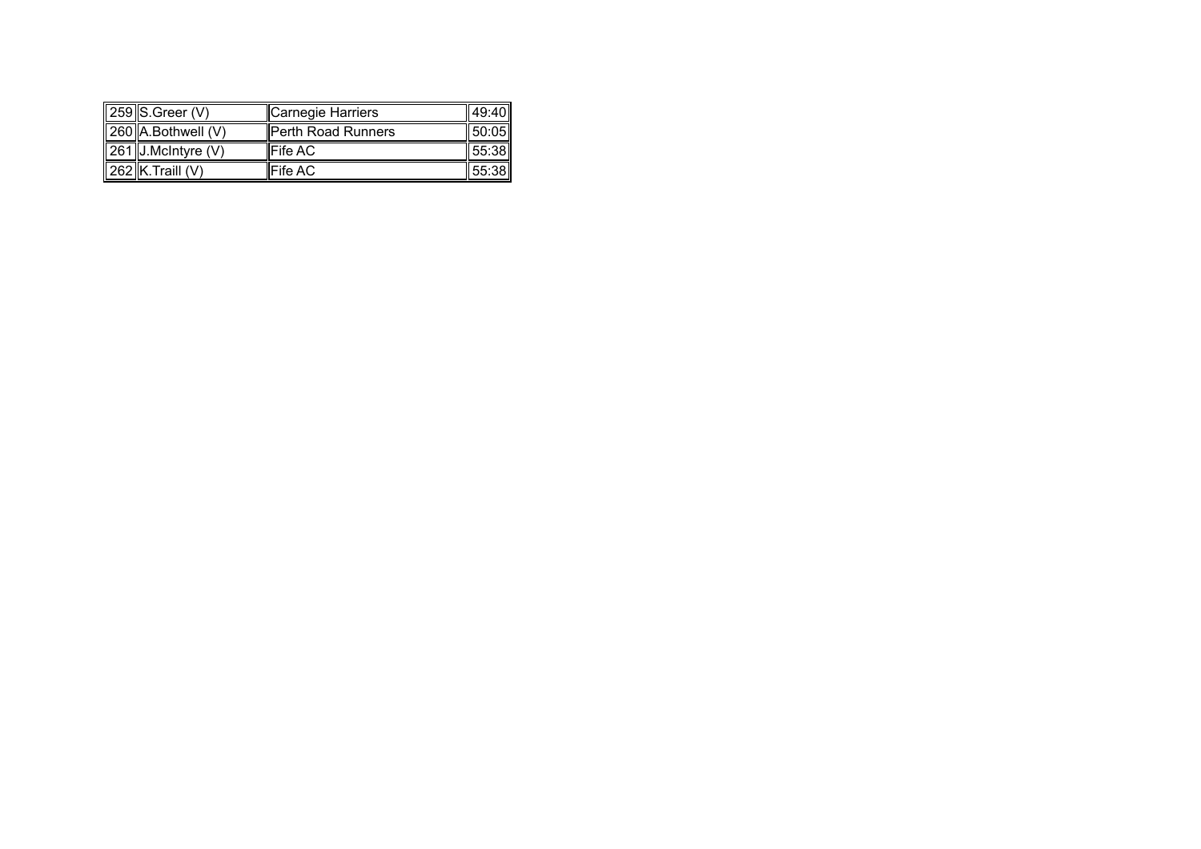| | | | |
|---|---|---|---|
| 259 | S.Greer (V) | Carnegie Harriers | 49:40 |
| 260 | A.Bothwell (V) | Perth Road Runners | 50:05 |
| 261 | J.McIntyre (V) | Fife AC | 55:38 |
| 262 | K.Traill (V) | Fife AC | 55:38 |